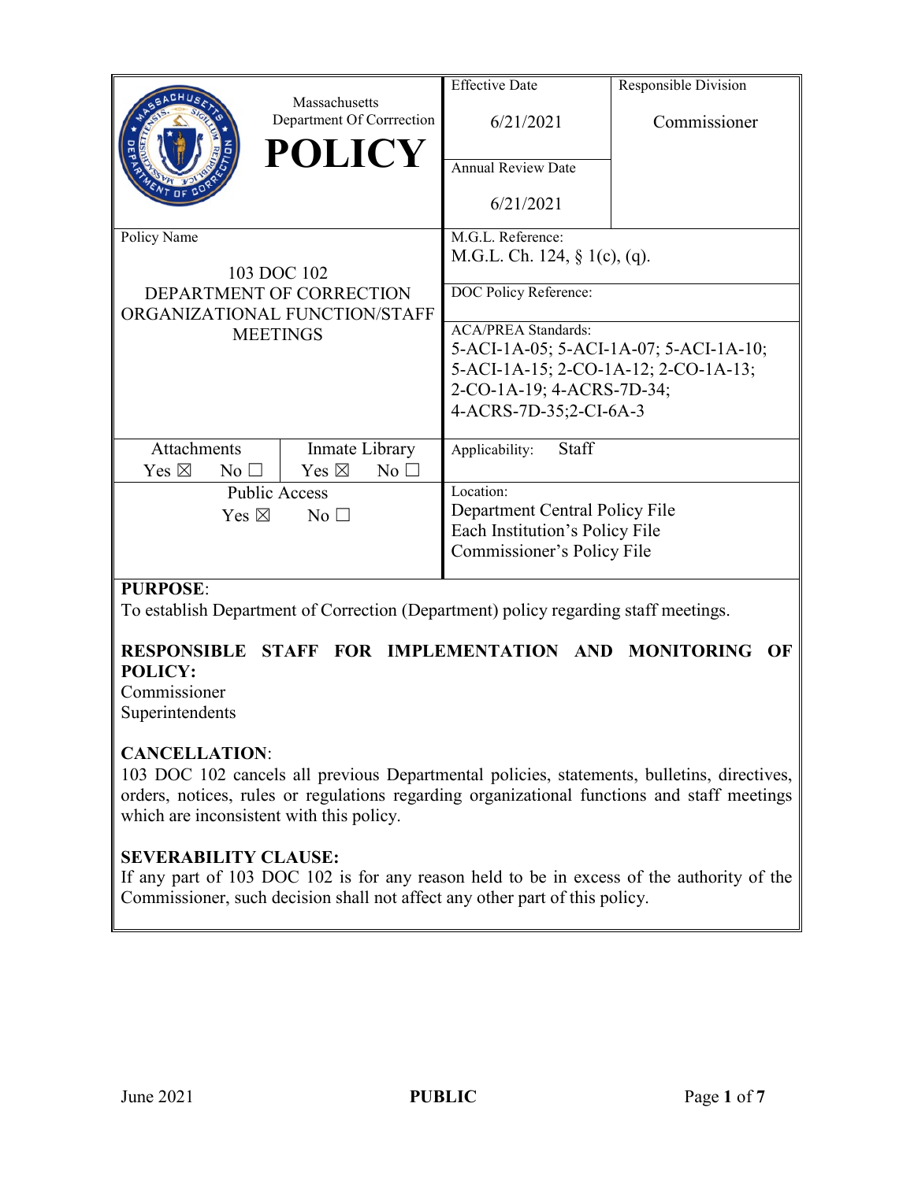| Massachusetts Department Of Corrrection **POLICY** | Effective Date<br>6/21/2021 | Responsible Division<br>Commissioner |
|---|---|---|
| | Annual Review Date<br>6/21/2021 | |
| Policy Name<br>103 DOC 102<br>DEPARTMENT OF CORRECTION ORGANIZATIONAL FUNCTION/STAFF MEETINGS | M.G.L. Reference:<br>M.G.L. Ch. 124, § 1(c), (q). | |
| | DOC Policy Reference: | |
| | ACA/PREA Standards:<br>5-ACI-1A-05; 5-ACI-1A-07; 5-ACI-1A-10; 5-ACI-1A-15; 2-CO-1A-12; 2-CO-1A-13; 2-CO-1A-19; 4-ACRS-7D-34; 4-ACRS-7D-35;2-CI-6A-3 | |
| Attachments: Yes ☒ No ☐ / Inmate Library: Yes ☒ No ☐ | Applicability: Staff | |
| Public Access<br>Yes ☒ No ☐ | Location:<br>Department Central Policy File<br>Each Institution's Policy File<br>Commissioner's Policy File | |

**PURPOSE**:

To establish Department of Correction (Department) policy regarding staff meetings.

**RESPONSIBLE STAFF FOR IMPLEMENTATION AND MONITORING OF POLICY:**

Commissioner
Superintendents

**CANCELLATION**:

103 DOC 102 cancels all previous Departmental policies, statements, bulletins, directives, orders, notices, rules or regulations regarding organizational functions and staff meetings which are inconsistent with this policy.

**SEVERABILITY CLAUSE:**

If any part of 103 DOC 102 is for any reason held to be in excess of the authority of the Commissioner, such decision shall not affect any other part of this policy.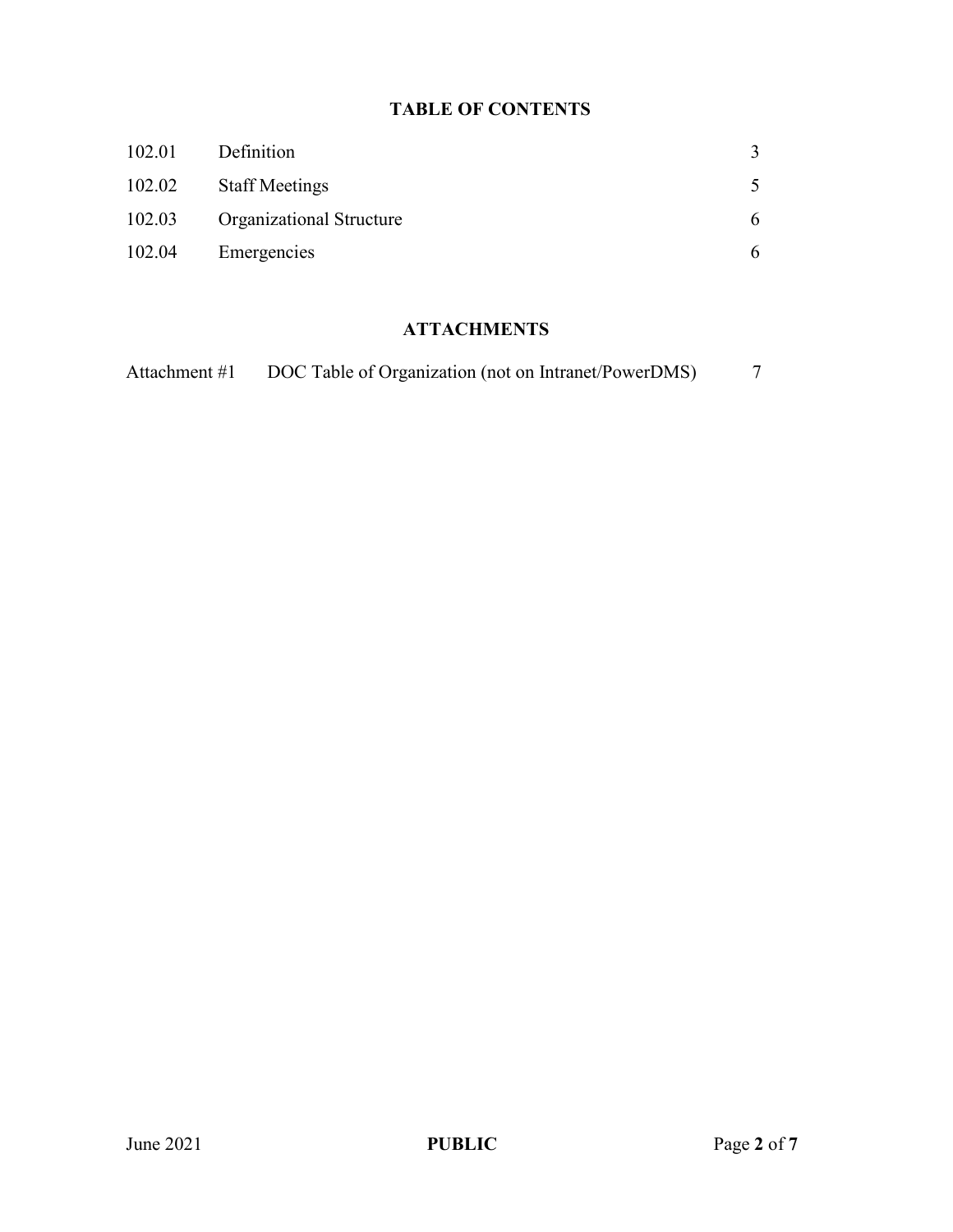## TABLE OF CONTENTS

| | | |
|---|---|---|
| 102.01 | Definition | 3 |
| 102.02 | Staff Meetings | 5 |
| 102.03 | Organizational Structure | 6 |
| 102.04 | Emergencies | 6 |

## ATTACHMENTS

| | | |
|---|---|---|
| Attachment #1 | DOC Table of Organization (not on Intranet/PowerDMS) | 7 |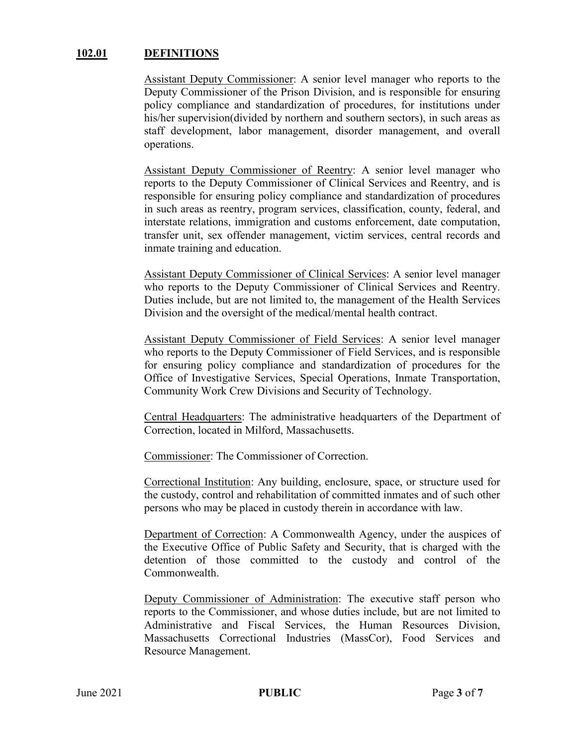## 102.01 DEFINITIONS

Assistant Deputy Commissioner: A senior level manager who reports to the Deputy Commissioner of the Prison Division, and is responsible for ensuring policy compliance and standardization of procedures, for institutions under his/her supervision(divided by northern and southern sectors), in such areas as staff development, labor management, disorder management, and overall operations.

Assistant Deputy Commissioner of Reentry: A senior level manager who reports to the Deputy Commissioner of Clinical Services and Reentry, and is responsible for ensuring policy compliance and standardization of procedures in such areas as reentry, program services, classification, county, federal, and interstate relations, immigration and customs enforcement, date computation, transfer unit, sex offender management, victim services, central records and inmate training and education.

Assistant Deputy Commissioner of Clinical Services: A senior level manager who reports to the Deputy Commissioner of Clinical Services and Reentry. Duties include, but are not limited to, the management of the Health Services Division and the oversight of the medical/mental health contract.

Assistant Deputy Commissioner of Field Services: A senior level manager who reports to the Deputy Commissioner of Field Services, and is responsible for ensuring policy compliance and standardization of procedures for the Office of Investigative Services, Special Operations, Inmate Transportation, Community Work Crew Divisions and Security of Technology.

Central Headquarters: The administrative headquarters of the Department of Correction, located in Milford, Massachusetts.

Commissioner: The Commissioner of Correction.

Correctional Institution: Any building, enclosure, space, or structure used for the custody, control and rehabilitation of committed inmates and of such other persons who may be placed in custody therein in accordance with law.

Department of Correction: A Commonwealth Agency, under the auspices of the Executive Office of Public Safety and Security, that is charged with the detention of those committed to the custody and control of the Commonwealth.

Deputy Commissioner of Administration: The executive staff person who reports to the Commissioner, and whose duties include, but are not limited to Administrative and Fiscal Services, the Human Resources Division, Massachusetts Correctional Industries (MassCor), Food Services and Resource Management.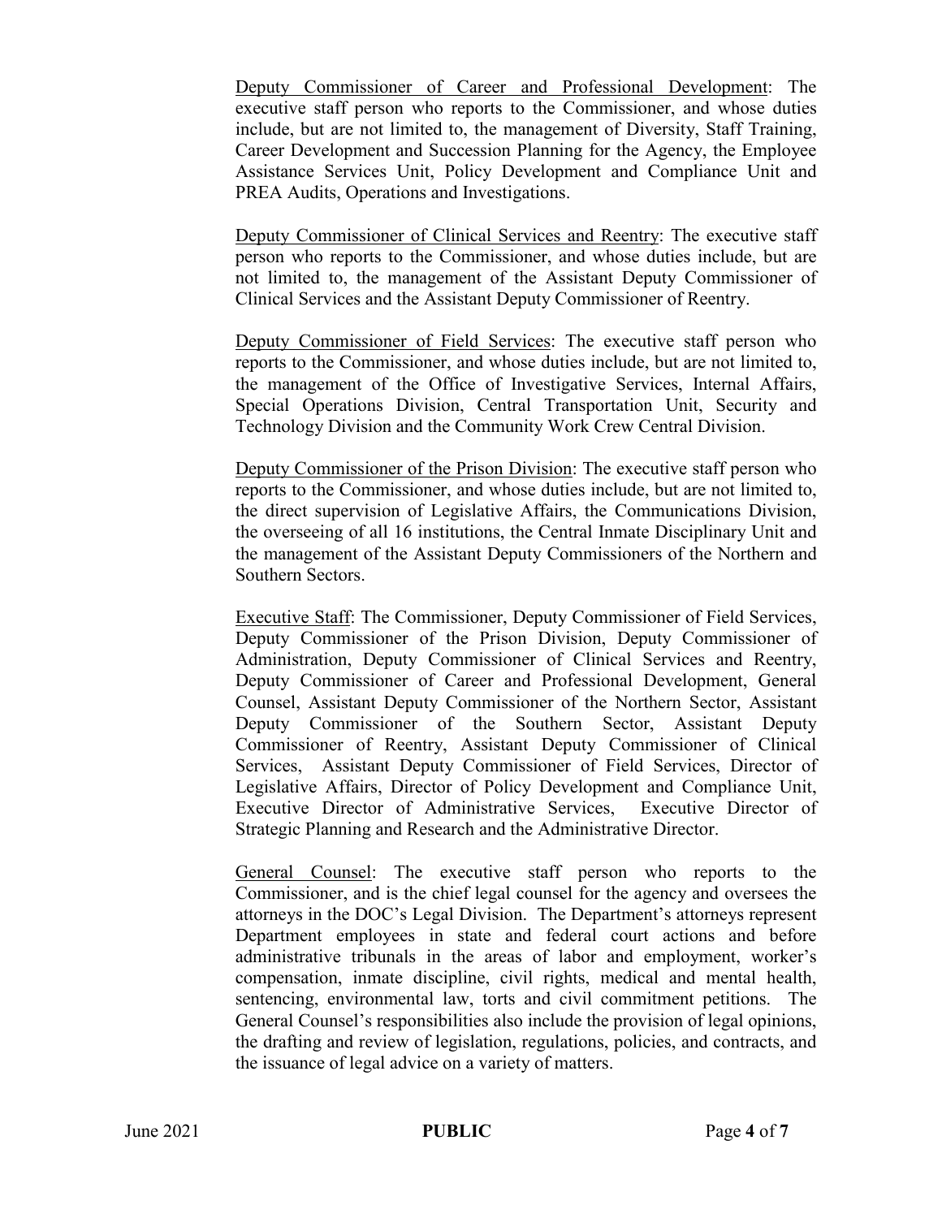Deputy Commissioner of Career and Professional Development: The executive staff person who reports to the Commissioner, and whose duties include, but are not limited to, the management of Diversity, Staff Training, Career Development and Succession Planning for the Agency, the Employee Assistance Services Unit, Policy Development and Compliance Unit and PREA Audits, Operations and Investigations.

Deputy Commissioner of Clinical Services and Reentry: The executive staff person who reports to the Commissioner, and whose duties include, but are not limited to, the management of the Assistant Deputy Commissioner of Clinical Services and the Assistant Deputy Commissioner of Reentry.

Deputy Commissioner of Field Services: The executive staff person who reports to the Commissioner, and whose duties include, but are not limited to, the management of the Office of Investigative Services, Internal Affairs, Special Operations Division, Central Transportation Unit, Security and Technology Division and the Community Work Crew Central Division.

Deputy Commissioner of the Prison Division: The executive staff person who reports to the Commissioner, and whose duties include, but are not limited to, the direct supervision of Legislative Affairs, the Communications Division, the overseeing of all 16 institutions, the Central Inmate Disciplinary Unit and the management of the Assistant Deputy Commissioners of the Northern and Southern Sectors.

Executive Staff: The Commissioner, Deputy Commissioner of Field Services, Deputy Commissioner of the Prison Division, Deputy Commissioner of Administration, Deputy Commissioner of Clinical Services and Reentry, Deputy Commissioner of Career and Professional Development, General Counsel, Assistant Deputy Commissioner of the Northern Sector, Assistant Deputy Commissioner of the Southern Sector, Assistant Deputy Commissioner of Reentry, Assistant Deputy Commissioner of Clinical Services, Assistant Deputy Commissioner of Field Services, Director of Legislative Affairs, Director of Policy Development and Compliance Unit, Executive Director of Administrative Services, Executive Director of Strategic Planning and Research and the Administrative Director.

General Counsel: The executive staff person who reports to the Commissioner, and is the chief legal counsel for the agency and oversees the attorneys in the DOC's Legal Division. The Department's attorneys represent Department employees in state and federal court actions and before administrative tribunals in the areas of labor and employment, worker's compensation, inmate discipline, civil rights, medical and mental health, sentencing, environmental law, torts and civil commitment petitions. The General Counsel's responsibilities also include the provision of legal opinions, the drafting and review of legislation, regulations, policies, and contracts, and the issuance of legal advice on a variety of matters.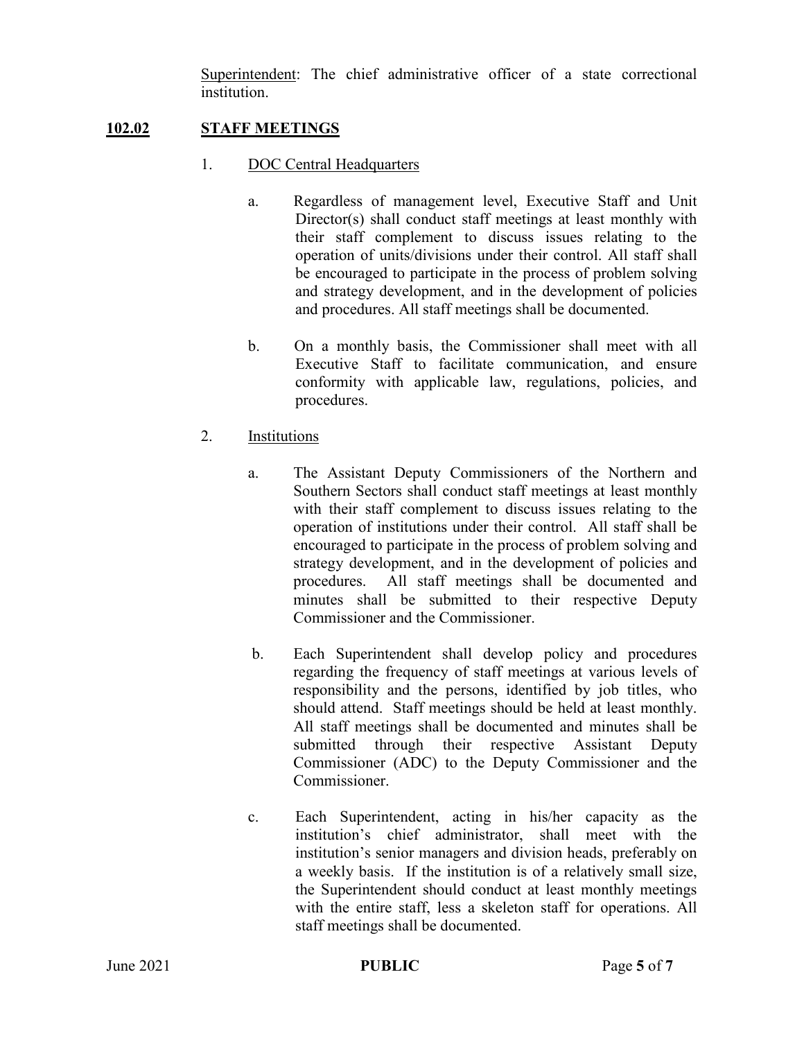<u>Superintendent</u>: The chief administrative officer of a state correctional institution.

## 102.02 STAFF MEETINGS

1. <u>DOC Central Headquarters</u>

   a. Regardless of management level, Executive Staff and Unit Director(s) shall conduct staff meetings at least monthly with their staff complement to discuss issues relating to the operation of units/divisions under their control. All staff shall be encouraged to participate in the process of problem solving and strategy development, and in the development of policies and procedures. All staff meetings shall be documented.

   b. On a monthly basis, the Commissioner shall meet with all Executive Staff to facilitate communication, and ensure conformity with applicable law, regulations, policies, and procedures.

2. <u>Institutions</u>

   a. The Assistant Deputy Commissioners of the Northern and Southern Sectors shall conduct staff meetings at least monthly with their staff complement to discuss issues relating to the operation of institutions under their control. All staff shall be encouraged to participate in the process of problem solving and strategy development, and in the development of policies and procedures. All staff meetings shall be documented and minutes shall be submitted to their respective Deputy Commissioner and the Commissioner.

   b. Each Superintendent shall develop policy and procedures regarding the frequency of staff meetings at various levels of responsibility and the persons, identified by job titles, who should attend. Staff meetings should be held at least monthly. All staff meetings shall be documented and minutes shall be submitted through their respective Assistant Deputy Commissioner (ADC) to the Deputy Commissioner and the Commissioner.

   c. Each Superintendent, acting in his/her capacity as the institution's chief administrator, shall meet with the institution's senior managers and division heads, preferably on a weekly basis. If the institution is of a relatively small size, the Superintendent should conduct at least monthly meetings with the entire staff, less a skeleton staff for operations. All staff meetings shall be documented.

June 2021 **PUBLIC**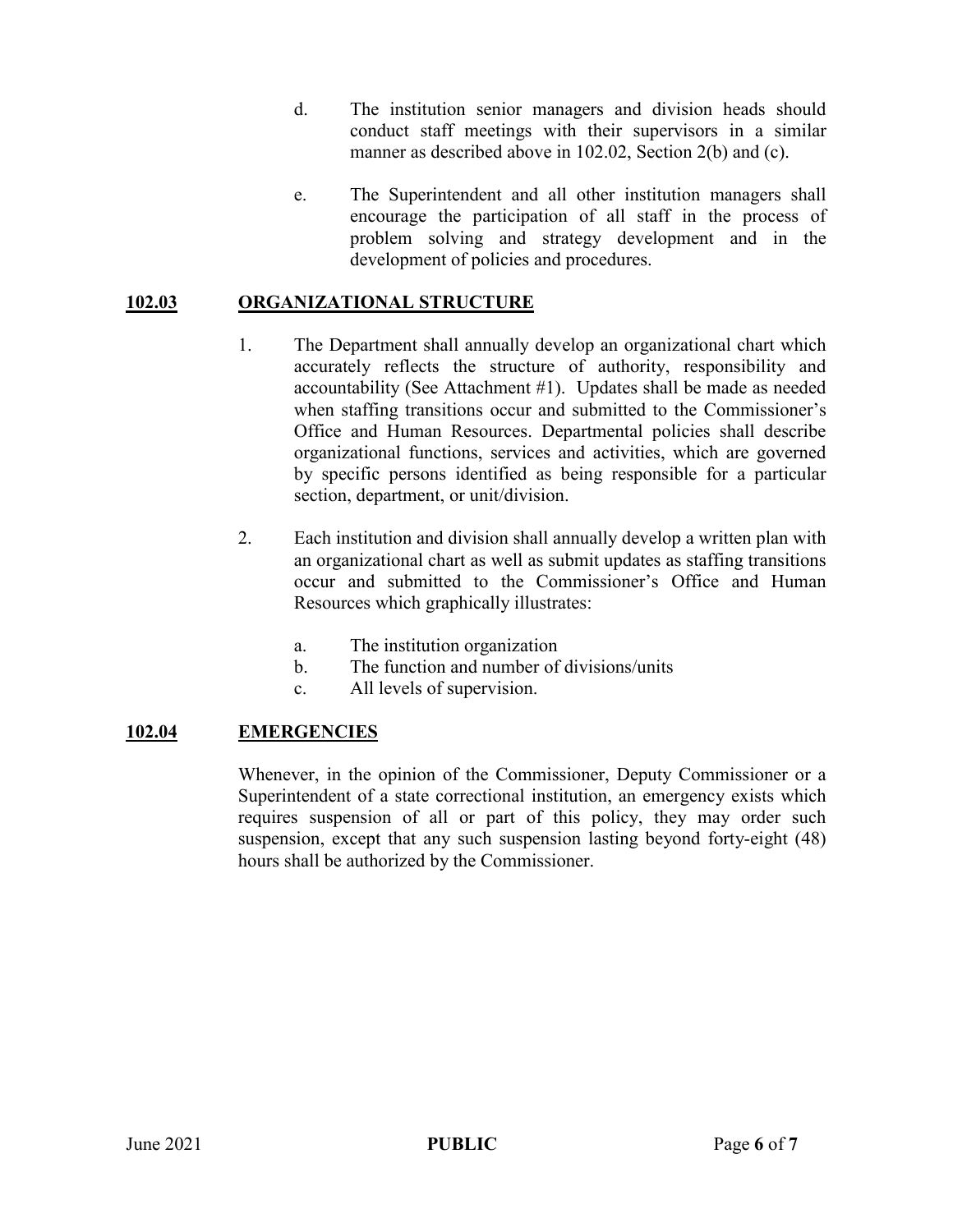d. The institution senior managers and division heads should conduct staff meetings with their supervisors in a similar manner as described above in 102.02, Section 2(b) and (c).

e. The Superintendent and all other institution managers shall encourage the participation of all staff in the process of problem solving and strategy development and in the development of policies and procedures.

## **102.03 ORGANIZATIONAL STRUCTURE**

1. The Department shall annually develop an organizational chart which accurately reflects the structure of authority, responsibility and accountability (See Attachment #1). Updates shall be made as needed when staffing transitions occur and submitted to the Commissioner's Office and Human Resources. Departmental policies shall describe organizational functions, services and activities, which are governed by specific persons identified as being responsible for a particular section, department, or unit/division.

2. Each institution and division shall annually develop a written plan with an organizational chart as well as submit updates as staffing transitions occur and submitted to the Commissioner's Office and Human Resources which graphically illustrates:

   a. The institution organization
   b. The function and number of divisions/units
   c. All levels of supervision.

## **102.04 EMERGENCIES**

Whenever, in the opinion of the Commissioner, Deputy Commissioner or a Superintendent of a state correctional institution, an emergency exists which requires suspension of all or part of this policy, they may order such suspension, except that any such suspension lasting beyond forty-eight (48) hours shall be authorized by the Commissioner.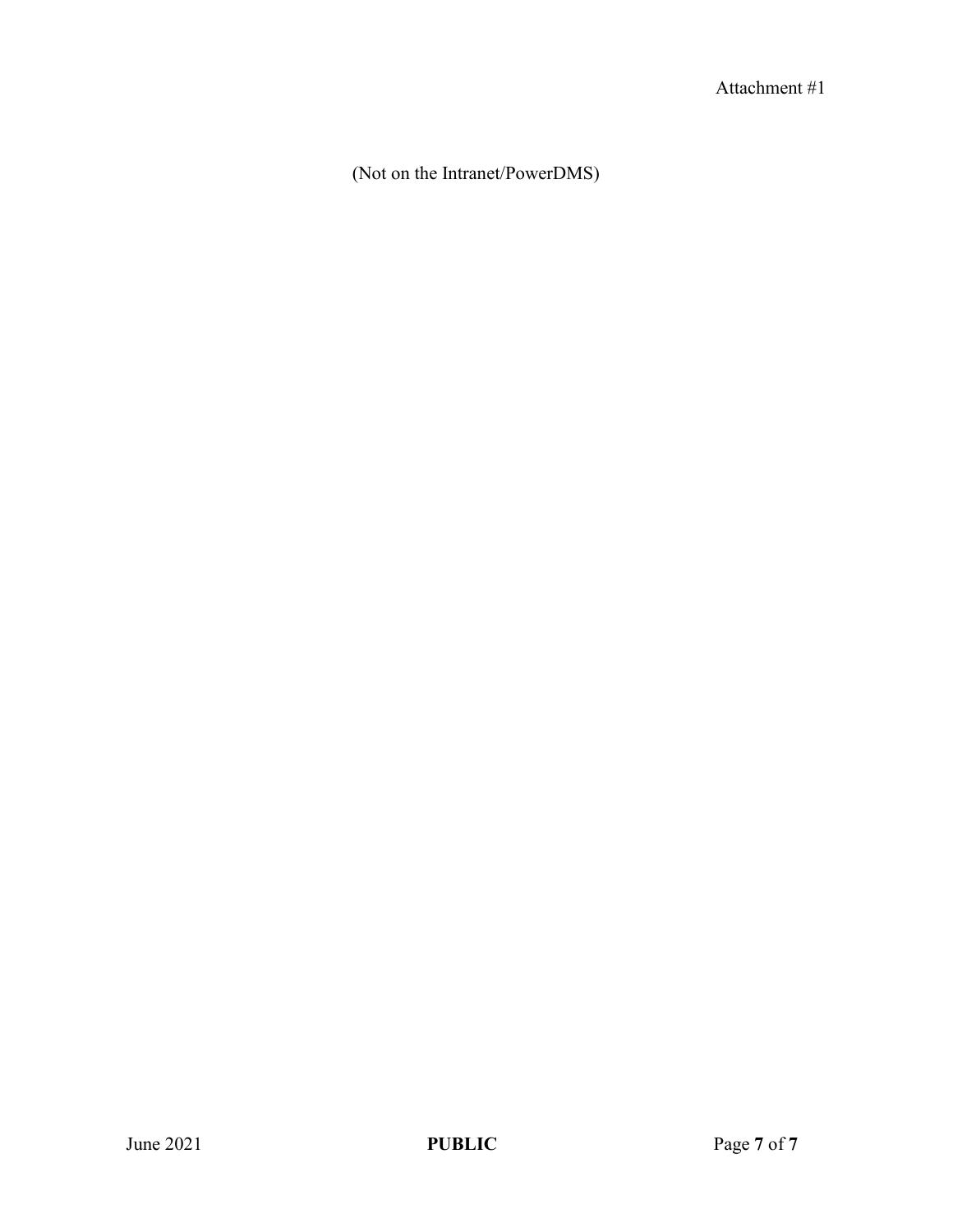Attachment #1

(Not on the Intranet/PowerDMS)